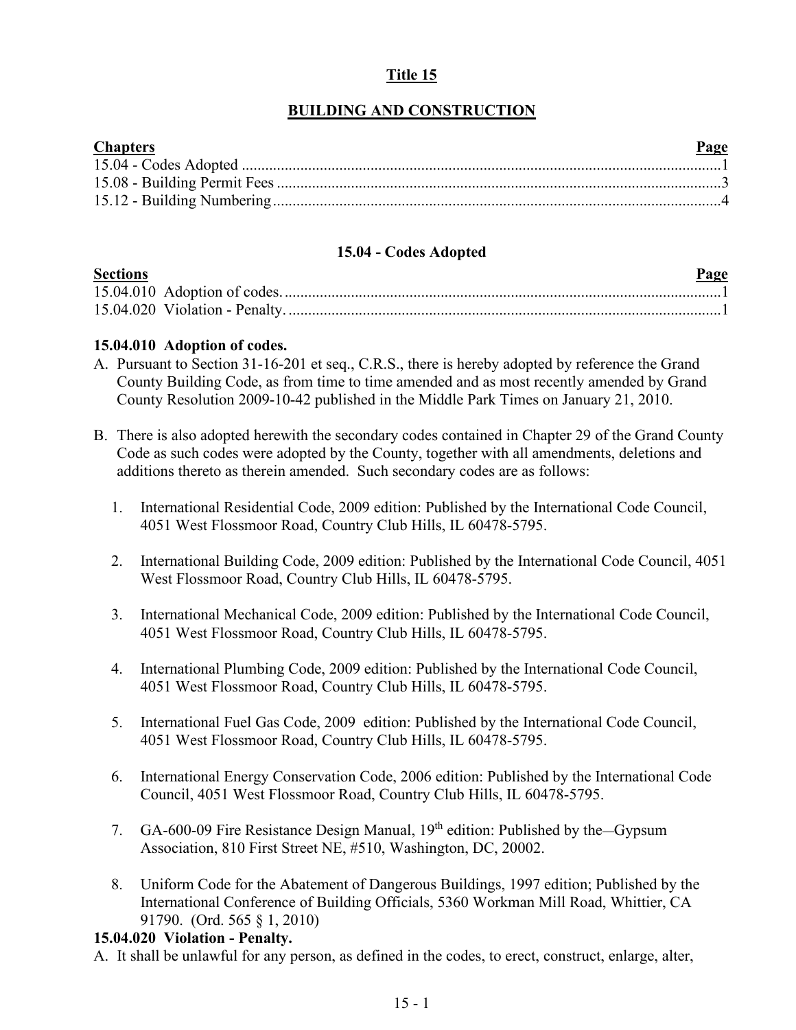# Title 15

# BUILDING AND CONSTRUCTION

| Chapters | Page |
| --- | --- |
| 15.04 - Codes Adopted | 1 |
| 15.08 - Building Permit Fees | 3 |
| 15.12 - Building Numbering | 4 |

## 15.04 - Codes Adopted

| Sections | Page |
| --- | --- |
| 15.04.010 Adoption of codes. | 1 |
| 15.04.020 Violation - Penalty. | 1 |

### 15.04.010 Adoption of codes.

A. Pursuant to Section 31-16-201 et seq., C.R.S., there is hereby adopted by reference the Grand County Building Code, as from time to time amended and as most recently amended by Grand County Resolution 2009-10-42 published in the Middle Park Times on January 21, 2010.

B. There is also adopted herewith the secondary codes contained in Chapter 29 of the Grand County Code as such codes were adopted by the County, together with all amendments, deletions and additions thereto as therein amended. Such secondary codes are as follows:

1. International Residential Code, 2009 edition: Published by the International Code Council, 4051 West Flossmoor Road, Country Club Hills, IL 60478-5795.

2. International Building Code, 2009 edition: Published by the International Code Council, 4051 West Flossmoor Road, Country Club Hills, IL 60478-5795.

3. International Mechanical Code, 2009 edition: Published by the International Code Council, 4051 West Flossmoor Road, Country Club Hills, IL 60478-5795.

4. International Plumbing Code, 2009 edition: Published by the International Code Council, 4051 West Flossmoor Road, Country Club Hills, IL 60478-5795.

5. International Fuel Gas Code, 2009 edition: Published by the International Code Council, 4051 West Flossmoor Road, Country Club Hills, IL 60478-5795.

6. International Energy Conservation Code, 2006 edition: Published by the International Code Council, 4051 West Flossmoor Road, Country Club Hills, IL 60478-5795.

7. GA-600-09 Fire Resistance Design Manual, 19th edition: Published by the—Gypsum Association, 810 First Street NE, #510, Washington, DC, 20002.

8. Uniform Code for the Abatement of Dangerous Buildings, 1997 edition; Published by the International Conference of Building Officials, 5360 Workman Mill Road, Whittier, CA 91790. (Ord. 565 § 1, 2010)

### 15.04.020 Violation - Penalty.

A. It shall be unlawful for any person, as defined in the codes, to erect, construct, enlarge, alter,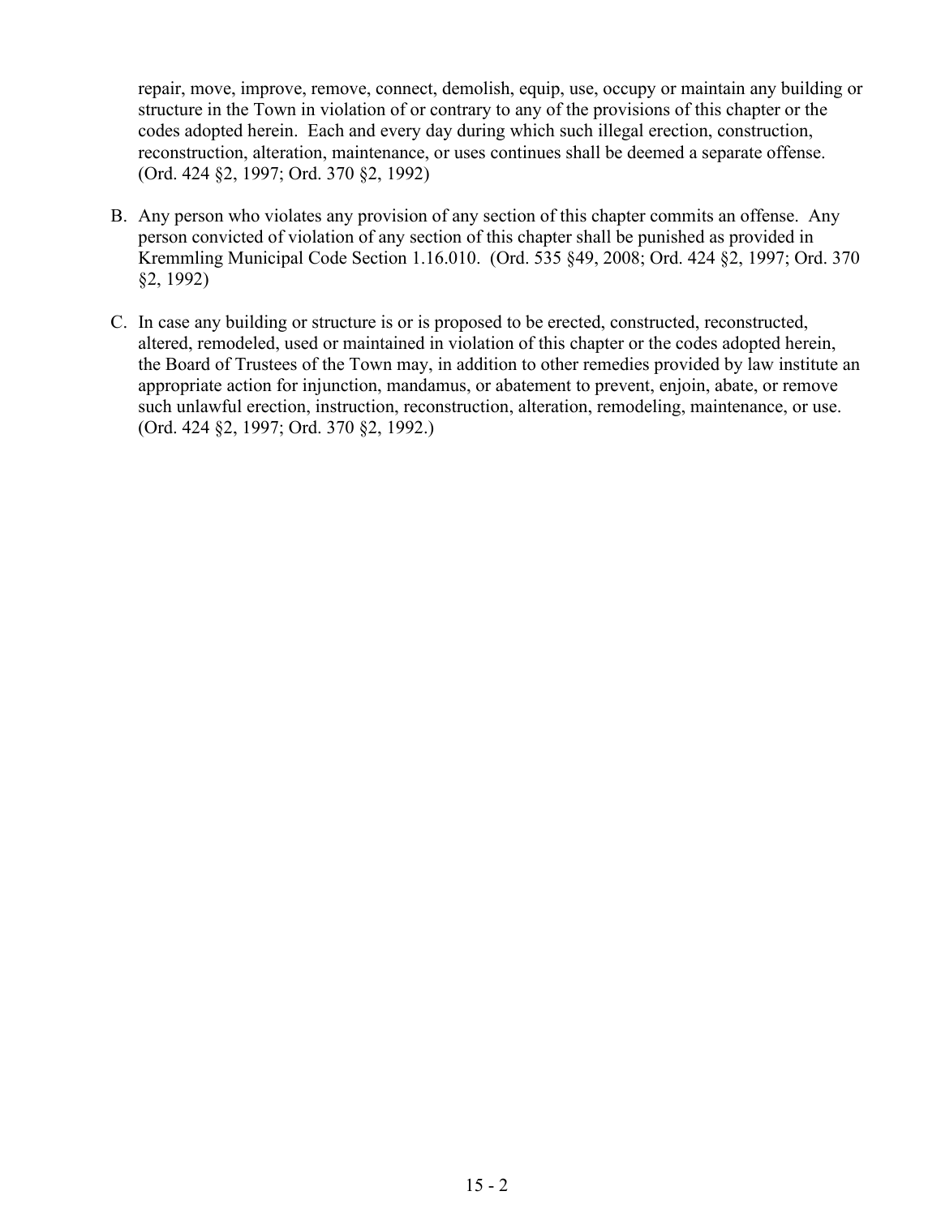repair, move, improve, remove, connect, demolish, equip, use, occupy or maintain any building or structure in the Town in violation of or contrary to any of the provisions of this chapter or the codes adopted herein. Each and every day during which such illegal erection, construction, reconstruction, alteration, maintenance, or uses continues shall be deemed a separate offense. (Ord. 424 §2, 1997; Ord. 370 §2, 1992)

B. Any person who violates any provision of any section of this chapter commits an offense. Any person convicted of violation of any section of this chapter shall be punished as provided in Kremmling Municipal Code Section 1.16.010. (Ord. 535 §49, 2008; Ord. 424 §2, 1997; Ord. 370 §2, 1992)

C. In case any building or structure is or is proposed to be erected, constructed, reconstructed, altered, remodeled, used or maintained in violation of this chapter or the codes adopted herein, the Board of Trustees of the Town may, in addition to other remedies provided by law institute an appropriate action for injunction, mandamus, or abatement to prevent, enjoin, abate, or remove such unlawful erection, instruction, reconstruction, alteration, remodeling, maintenance, or use. (Ord. 424 §2, 1997; Ord. 370 §2, 1992.)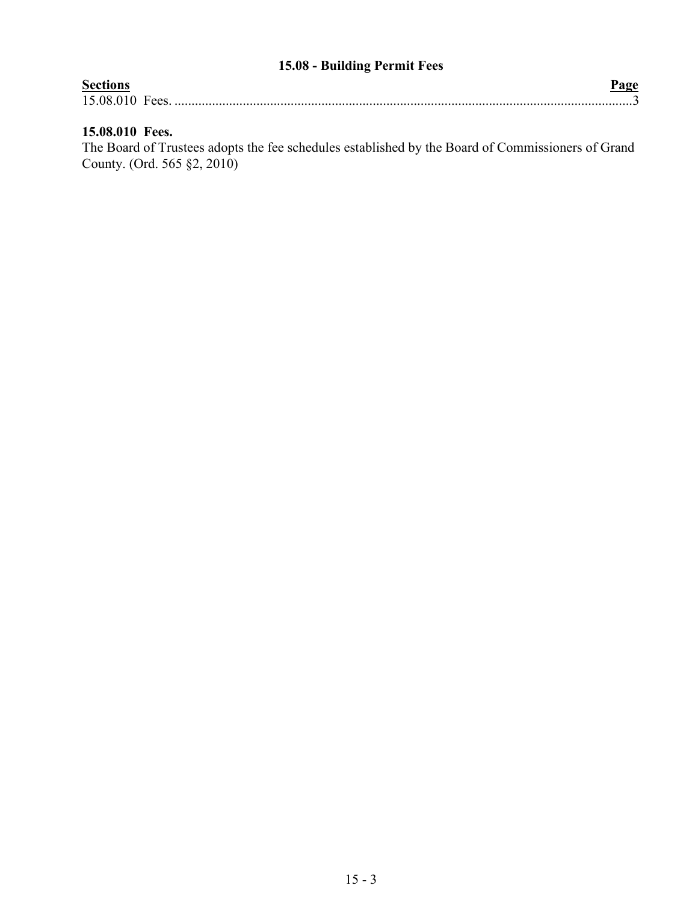## 15.08 - Building Permit Fees

| **Sections** | **Page** |
| --- | --- |
| 15.08.010 Fees. | 3 |

### 15.08.010 Fees.

The Board of Trustees adopts the fee schedules established by the Board of Commissioners of Grand County. (Ord. 565 §2, 2010)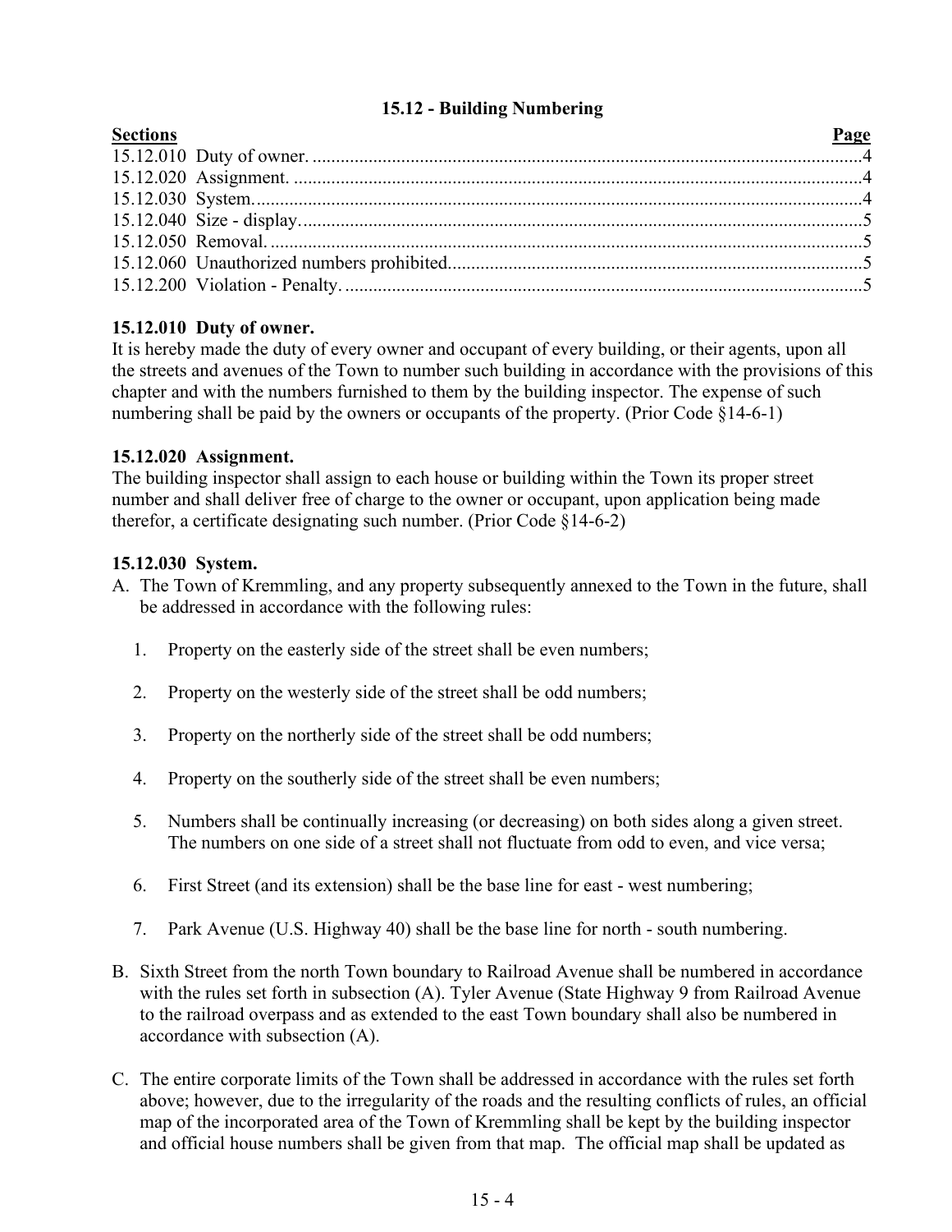## 15.12 - Building Numbering

| Sections | Page |
|---|---|
| 15.12.010 Duty of owner. | 4 |
| 15.12.020 Assignment. | 4 |
| 15.12.030 System. | 4 |
| 15.12.040 Size - display. | 5 |
| 15.12.050 Removal. | 5 |
| 15.12.060 Unauthorized numbers prohibited. | 5 |
| 15.12.200 Violation - Penalty. | 5 |

### 15.12.010 Duty of owner.

It is hereby made the duty of every owner and occupant of every building, or their agents, upon all the streets and avenues of the Town to number such building in accordance with the provisions of this chapter and with the numbers furnished to them by the building inspector. The expense of such numbering shall be paid by the owners or occupants of the property. (Prior Code §14-6-1)

### 15.12.020 Assignment.

The building inspector shall assign to each house or building within the Town its proper street number and shall deliver free of charge to the owner or occupant, upon application being made therefor, a certificate designating such number. (Prior Code §14-6-2)

### 15.12.030 System.

A. The Town of Kremmling, and any property subsequently annexed to the Town in the future, shall be addressed in accordance with the following rules:

1. Property on the easterly side of the street shall be even numbers;
2. Property on the westerly side of the street shall be odd numbers;
3. Property on the northerly side of the street shall be odd numbers;
4. Property on the southerly side of the street shall be even numbers;
5. Numbers shall be continually increasing (or decreasing) on both sides along a given street. The numbers on one side of a street shall not fluctuate from odd to even, and vice versa;
6. First Street (and its extension) shall be the base line for east - west numbering;
7. Park Avenue (U.S. Highway 40) shall be the base line for north - south numbering.

B. Sixth Street from the north Town boundary to Railroad Avenue shall be numbered in accordance with the rules set forth in subsection (A). Tyler Avenue (State Highway 9 from Railroad Avenue to the railroad overpass and as extended to the east Town boundary shall also be numbered in accordance with subsection (A).

C. The entire corporate limits of the Town shall be addressed in accordance with the rules set forth above; however, due to the irregularity of the roads and the resulting conflicts of rules, an official map of the incorporated area of the Town of Kremmling shall be kept by the building inspector and official house numbers shall be given from that map. The official map shall be updated as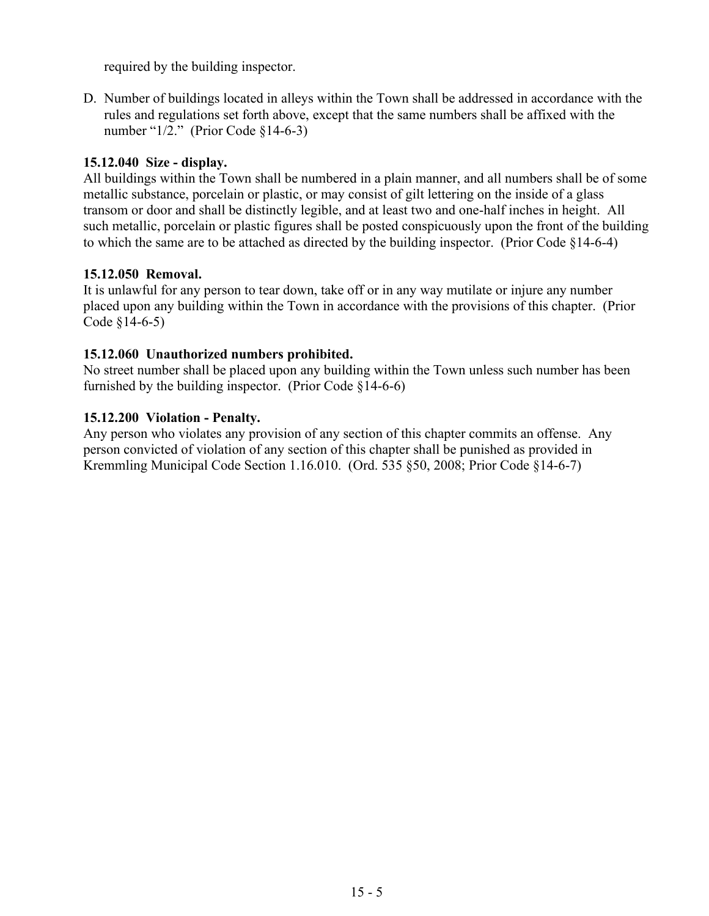required by the building inspector.

D. Number of buildings located in alleys within the Town shall be addressed in accordance with the rules and regulations set forth above, except that the same numbers shall be affixed with the number "1/2." (Prior Code §14-6-3)

**15.12.040 Size - display.**
All buildings within the Town shall be numbered in a plain manner, and all numbers shall be of some metallic substance, porcelain or plastic, or may consist of gilt lettering on the inside of a glass transom or door and shall be distinctly legible, and at least two and one-half inches in height. All such metallic, porcelain or plastic figures shall be posted conspicuously upon the front of the building to which the same are to be attached as directed by the building inspector. (Prior Code §14-6-4)

**15.12.050 Removal.**
It is unlawful for any person to tear down, take off or in any way mutilate or injure any number placed upon any building within the Town in accordance with the provisions of this chapter. (Prior Code §14-6-5)

**15.12.060 Unauthorized numbers prohibited.**
No street number shall be placed upon any building within the Town unless such number has been furnished by the building inspector. (Prior Code §14-6-6)

**15.12.200 Violation - Penalty.**
Any person who violates any provision of any section of this chapter commits an offense. Any person convicted of violation of any section of this chapter shall be punished as provided in Kremmling Municipal Code Section 1.16.010. (Ord. 535 §50, 2008; Prior Code §14-6-7)